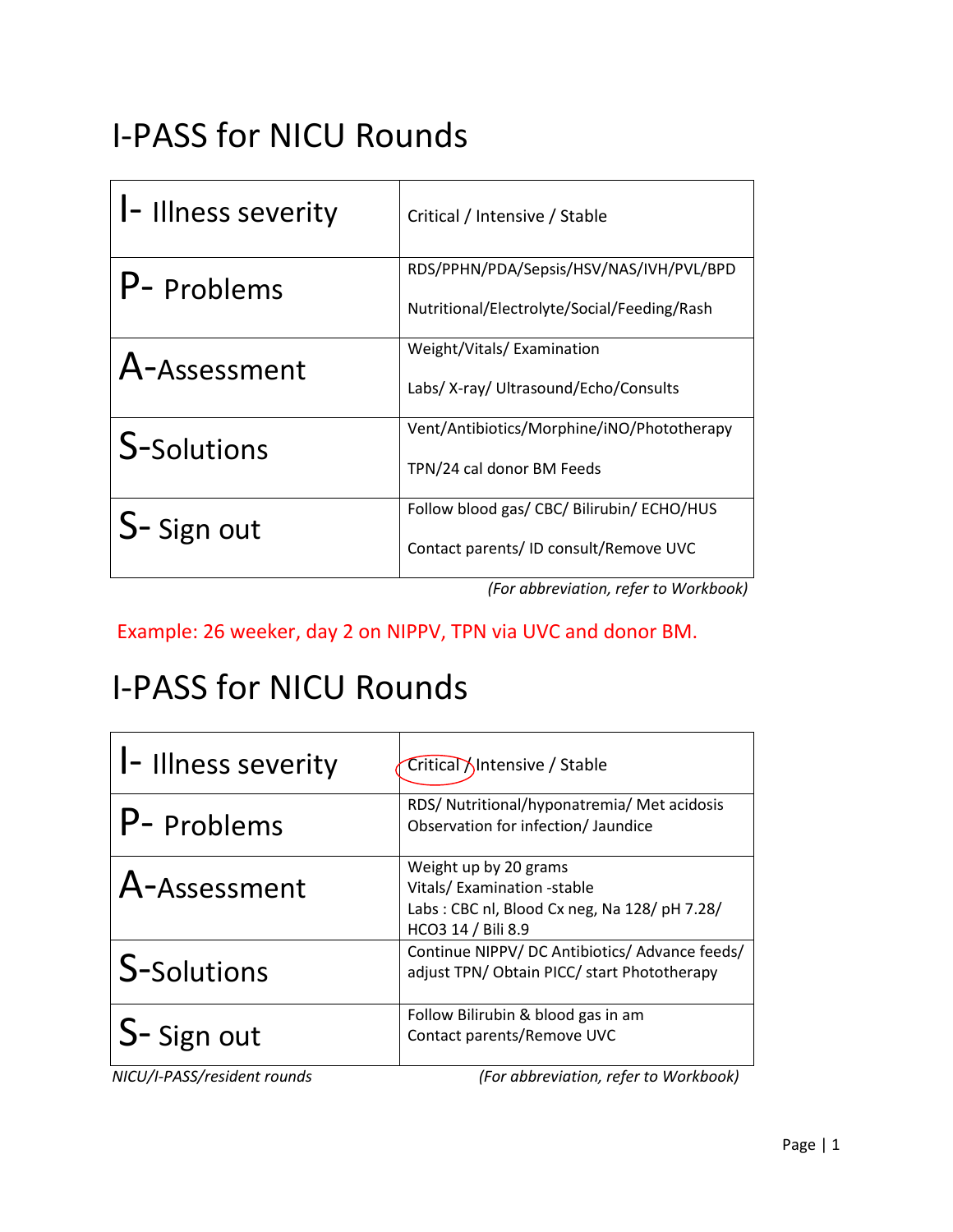# I-PASS for NICU Rounds

| | |
|---|---|
| I- Illness severity | Critical / Intensive / Stable |
| P- Problems | RDS/PPHN/PDA/Sepsis/HSV/NAS/IVH/PVL/BPD<br>Nutritional/Electrolyte/Social/Feeding/Rash |
| A-Assessment | Weight/Vitals/ Examination<br>Labs/ X-ray/ Ultrasound/Echo/Consults |
| S-Solutions | Vent/Antibiotics/Morphine/iNO/Phototherapy<br>TPN/24 cal donor BM Feeds |
| S- Sign out | Follow blood gas/ CBC/ Bilirubin/ ECHO/HUS<br>Contact parents/ ID consult/Remove UVC |

*(For abbreviation, refer to Workbook)*

Example: 26 weeker, day 2 on NIPPV, TPN via UVC and donor BM.

# I-PASS for NICU Rounds

| | |
|---|---|
| I- Illness severity | Critical (circled) / Intensive / Stable |
| P- Problems | RDS/ Nutritional/hyponatremia/ Met acidosis<br>Observation for infection/ Jaundice |
| A-Assessment | Weight up by 20 grams<br>Vitals/ Examination -stable<br>Labs : CBC nl, Blood Cx neg, Na 128/ pH 7.28/ HCO3 14 / Bili 8.9 |
| S-Solutions | Continue NIPPV/ DC Antibiotics/ Advance feeds/ adjust TPN/ Obtain PICC/ start Phototherapy |
| S- Sign out | Follow Bilirubin & blood gas in am<br>Contact parents/Remove UVC |

*NICU/I-PASS/resident rounds* *(For abbreviation, refer to Workbook)*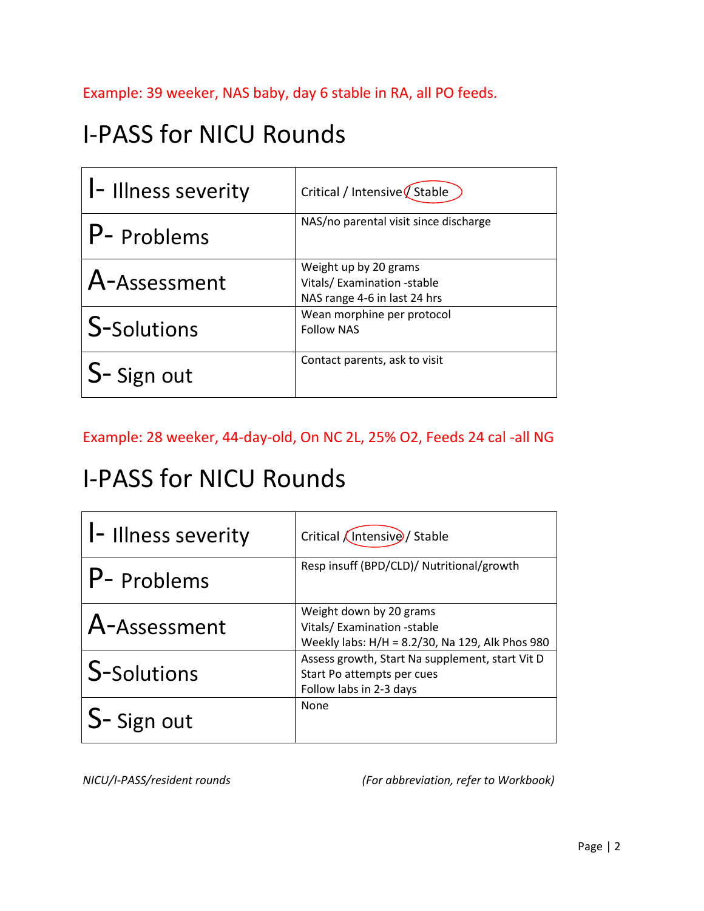Example: 39 weeker, NAS baby, day 6 stable in RA, all PO feeds.

# I-PASS for NICU Rounds

| | |
|---|---|
| I- Illness severity | Critical / Intensive / **Stable** (circled) |
| P- Problems | NAS/no parental visit since discharge |
| A-Assessment | Weight up by 20 grams<br>Vitals/ Examination -stable<br>NAS range 4-6 in last 24 hrs |
| S-Solutions | Wean morphine per protocol<br>Follow NAS |
| S- Sign out | Contact parents, ask to visit |

Example: 28 weeker, 44-day-old, On NC 2L, 25% O2, Feeds 24 cal -all NG

# I-PASS for NICU Rounds

| | |
|---|---|
| I- Illness severity | Critical / **Intensive** (circled) / Stable |
| P- Problems | Resp insuff (BPD/CLD)/ Nutritional/growth |
| A-Assessment | Weight down by 20 grams<br>Vitals/ Examination -stable<br>Weekly labs: H/H = 8.2/30, Na 129, Alk Phos 980 |
| S-Solutions | Assess growth, Start Na supplement, start Vit D<br>Start Po attempts per cues<br>Follow labs in 2-3 days |
| S- Sign out | None |

*NICU/I-PASS/resident rounds* *(For abbreviation, refer to Workbook)*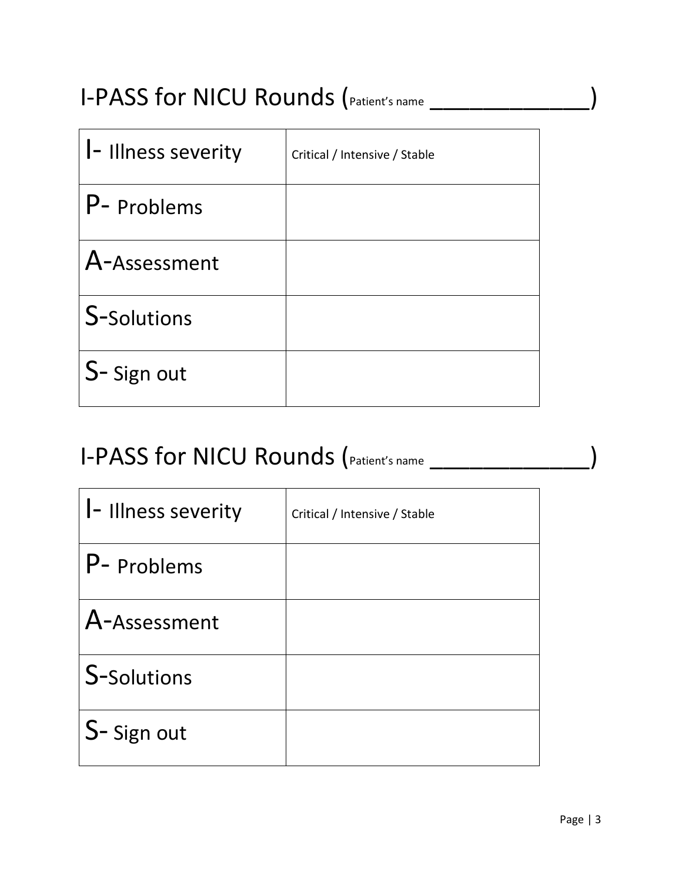## I-PASS for NICU Rounds (Patient's name ____________)

| | |
|---|---|
| I- Illness severity | Critical / Intensive / Stable |
| P- Problems | |
| A-Assessment | |
| S-Solutions | |
| S- Sign out | |

## I-PASS for NICU Rounds (Patient's name ____________)

| | |
|---|---|
| I- Illness severity | Critical / Intensive / Stable |
| P- Problems | |
| A-Assessment | |
| S-Solutions | |
| S- Sign out | |